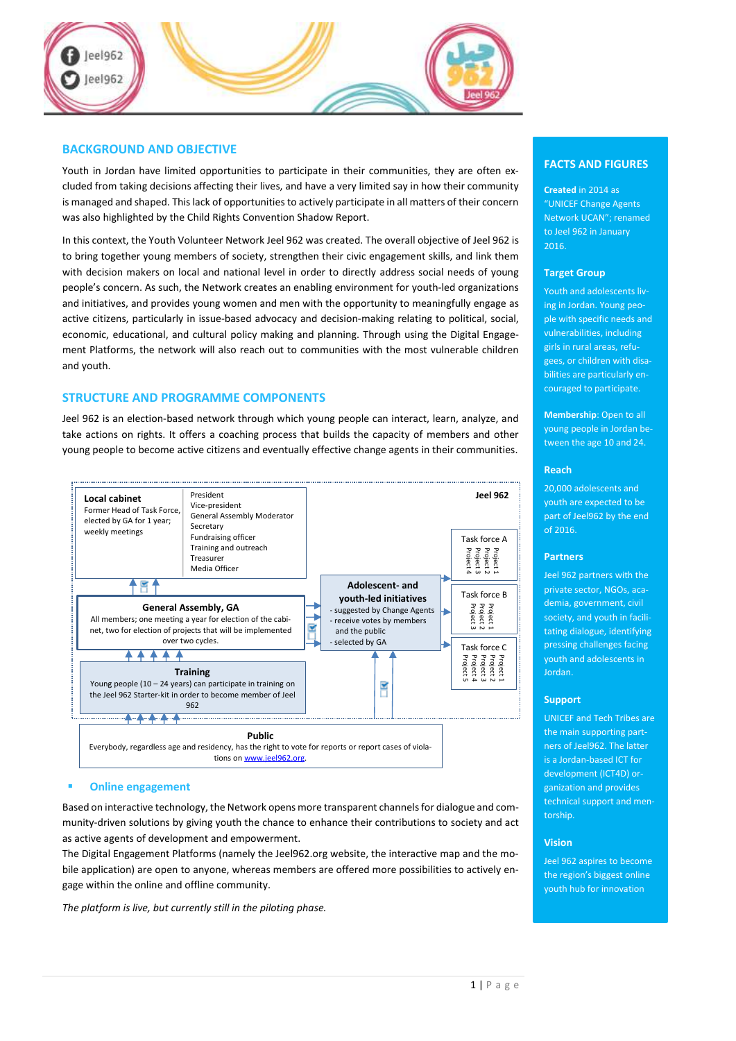## BACKGROUND AND OBJECTIVE

Youth in Jordan have limited opportunities to participate in their communities, they are often excluded from taking decisions affecting their lives, and have a very limited say in how their community is managed and shaped. This lack of opportunities to actively participate in all matters of their concern was also highlighted by the Child Rights Convention Shadow Report.

In this context, the Youth Volunteer Network Jeel 962 was created. The overall objective of Jeel 962 is to bring together young members of society, strengthen their civic engagement skills, and link them with decision makers on local and national level in order to directly address social needs of young people's concern. As such, the Network creates an enabling environment for youth-led organizations and initiatives, and provides young women and men with the opportunity to meaningfully engage as active citizens, particularly in issue-based advocacy and decision-making relating to political, social, economic, educational, and cultural policy making and planning. Through using the Digital Engagement Platforms, the network will also reach out to communities with the most vulnerable children and youth.

## STRUCTURE AND PROGRAMME COMPONENTS

Jeel 962 is an election-based network through which young people can interact, learn, analyze, and take actions on rights. It offers a coaching process that builds the capacity of members and other young people to become active citizens and eventually effective change agents in their communities.

**Jeel 962**

**Local cabinet**
Former Head of Task Force, elected by GA for 1 year; weekly meetings

- President
- Vice-president
- General Assembly Moderator
- Secretary
- Fundraising officer
- Training and outreach
- Treasurer
- Media Officer

**General Assembly, GA**
All members; one meeting a year for election of the cabinet, two for election of projects that will be implemented over two cycles.

**Adolescent- and youth-led initiatives**
- suggested by Change Agents
- receive votes by members and the public
- selected by GA

**Training**
Young people (10 – 24 years) can participate in training on the Jeel 962 Starter-kit in order to become member of Jeel 962

**Task force A:** Project 1, Project 2, Project 3, Project 4

**Task force B:** Project 1, Project 2, Project 3

**Task force C:** Project 1, Project 2, Project 3, Project 4, Project 5

**Public**
Everybody, regardless age and residency, has the right to vote for reports or report cases of violations on www.jeel962.org.

### Online engagement

Based on interactive technology, the Network opens more transparent channels for dialogue and community-driven solutions by giving youth the chance to enhance their contributions to society and act as active agents of development and empowerment.
The Digital Engagement Platforms (namely the Jeel962.org website, the interactive map and the mobile application) are open to anyone, whereas members are offered more possibilities to actively engage within the online and offline community.

*The platform is live, but currently still in the piloting phase.*

## FACTS AND FIGURES

**Created** in 2014 as "UNICEF Change Agents Network UCAN"; renamed to Jeel 962 in January 2016.

### Target Group

Youth and adolescents living in Jordan. Young people with specific needs and vulnerabilities, including girls in rural areas, refugees, or children with disabilities are particularly encouraged to participate.

**Membership**: Open to all young people in Jordan between the age 10 and 24.

### Reach

20,000 adolescents and youth are expected to be part of Jeel962 by the end of 2016.

### Partners

Jeel 962 partners with the private sector, NGOs, academia, government, civil society, and youth in facilitating dialogue, identifying pressing challenges facing youth and adolescents in Jordan.

### Support

UNICEF and Tech Tribes are the main supporting partners of Jeel962. The latter is a Jordan-based ICT for development (ICT4D) organization and provides technical support and mentorship.

### Vision

Jeel 962 aspires to become the region's biggest online youth hub for innovation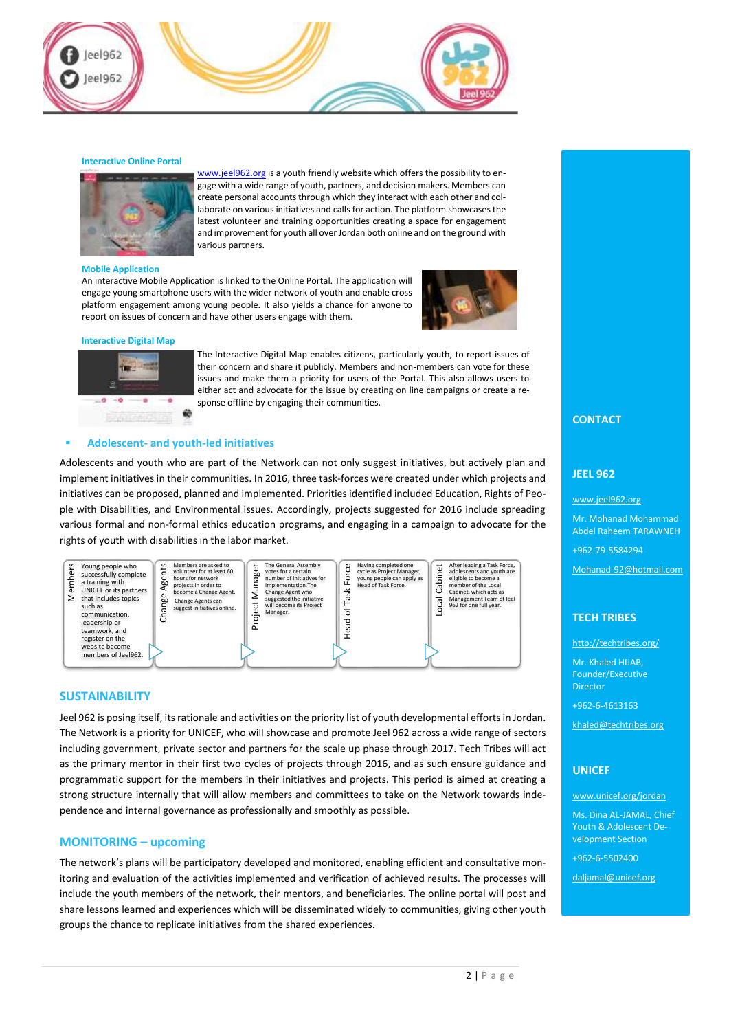### Interactive Online Portal

www.jeel962.org is a youth friendly website which offers the possibility to engage with a wide range of youth, partners, and decision makers. Members can create personal accounts through which they interact with each other and collaborate on various initiatives and calls for action. The platform showcases the latest volunteer and training opportunities creating a space for engagement and improvement for youth all over Jordan both online and on the ground with various partners.

### Mobile Application

An interactive Mobile Application is linked to the Online Portal. The application will engage young smartphone users with the wider network of youth and enable cross platform engagement among young people. It also yields a chance for anyone to report on issues of concern and have other users engage with them.

### Interactive Digital Map

The Interactive Digital Map enables citizens, particularly youth, to report issues of their concern and share it publicly. Members and non-members can vote for these issues and make them a priority for users of the Portal. This also allows users to either act and advocate for the issue by creating on line campaigns or create a response offline by engaging their communities.

## Adolescent- and youth-led initiatives

Adolescents and youth who are part of the Network can not only suggest initiatives, but actively plan and implement initiatives in their communities. In 2016, three task-forces were created under which projects and initiatives can be proposed, planned and implemented. Priorities identified included Education, Rights of People with Disabilities, and Environmental issues. Accordingly, projects suggested for 2016 include spreading various formal and non-formal ethics education programs, and engaging in a campaign to advocate for the rights of youth with disabilities in the labor market.

**Members**: Young people who successfully complete a training with UNICEF or its partners that includes topics such as communication, leadership or teamwork, and register on the website become members of Jeel962.

**Change Agents**: Members are asked to volunteer for at least 60 hours for network projects in order to become a Change Agent. Change Agents can suggest initiatives online.

**Project Manager**: The General Assembly votes for a certain number of initiatives for implementation. The Change Agent who suggested the initiative will become its Project Manager.

**Head of Task Force**: Having completed one cycle as Project Manager, young people can apply as Head of Task Force.

**Local Cabinet**: After leading a Task Force, adolescents and youth are eligible to become a member of the Local Cabinet, which acts as Management Team of Jeel 962 for one full year.

## SUSTAINABILITY

Jeel 962 is posing itself, its rationale and activities on the priority list of youth developmental efforts in Jordan. The Network is a priority for UNICEF, who will showcase and promote Jeel 962 across a wide range of sectors including government, private sector and partners for the scale up phase through 2017. Tech Tribes will act as the primary mentor in their first two cycles of projects through 2016, and as such ensure guidance and programmatic support for the members in their initiatives and projects. This period is aimed at creating a strong structure internally that will allow members and committees to take on the Network towards independence and internal governance as professionally and smoothly as possible.

## MONITORING – upcoming

The network's plans will be participatory developed and monitored, enabling efficient and consultative monitoring and evaluation of the activities implemented and verification of achieved results. The processes will include the youth members of the network, their mentors, and beneficiaries. The online portal will post and share lessons learned and experiences which will be disseminated widely to communities, giving other youth groups the chance to replicate initiatives from the shared experiences.

## CONTACT

### JEEL 962

www.jeel962.org

Mr. Mohanad Mohammad Abdel Raheem TARAWNEH

+962-79-5584294

Mohanad-92@hotmail.com

### TECH TRIBES

http://techtribes.org/

Mr. Khaled HIJAB, Founder/Executive Director

+962-6-4613163

khaled@techtribes.org

### UNICEF

www.unicef.org/jordan

Ms. Dina AL-JAMAL, Chief Youth & Adolescent Development Section

+962-6-5502400

daljamal@unicef.org